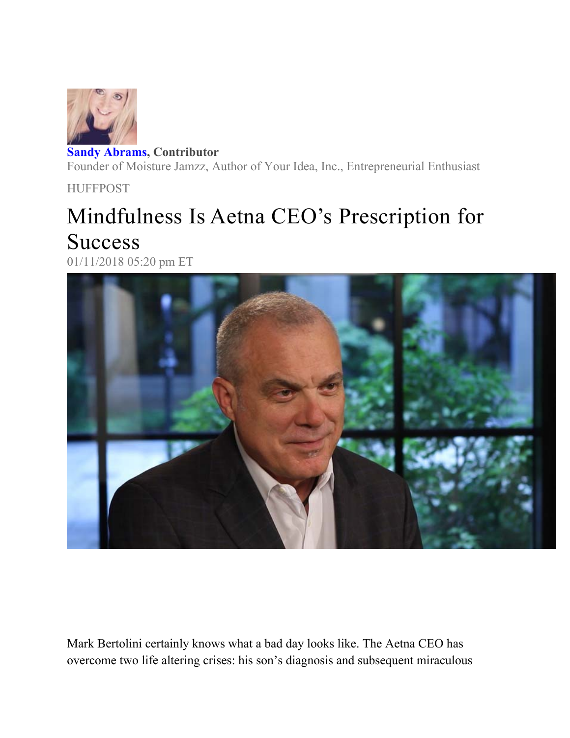**Sandy Abrams**, **Contributor**
Founder of Moisture Jamzz, Author of Your Idea, Inc., Entrepreneurial Enthusiast

HUFFPOST

# Mindfulness Is Aetna CEO's Prescription for Success

01/11/2018 05:20 pm ET

Mark Bertolini certainly knows what a bad day looks like. The Aetna CEO has overcome two life altering crises: his son's diagnosis and subsequent miraculous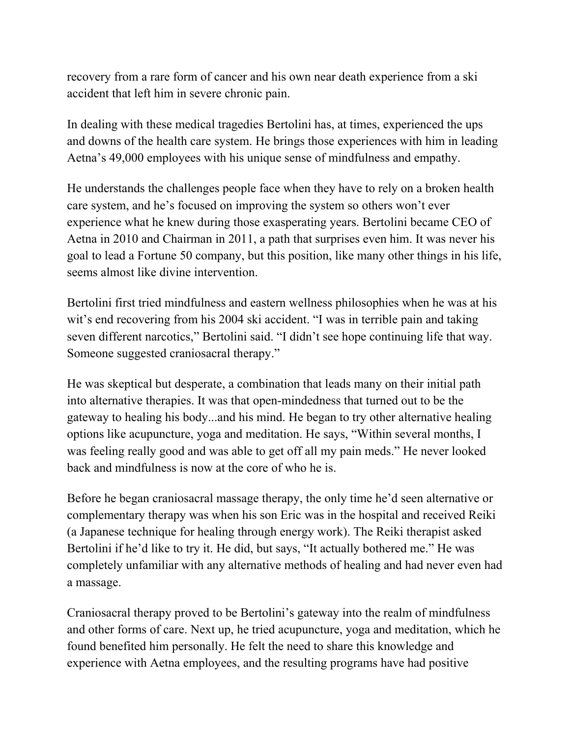recovery from a rare form of cancer and his own near death experience from a ski accident that left him in severe chronic pain.

In dealing with these medical tragedies Bertolini has, at times, experienced the ups and downs of the health care system. He brings those experiences with him in leading Aetna's 49,000 employees with his unique sense of mindfulness and empathy.

He understands the challenges people face when they have to rely on a broken health care system, and he's focused on improving the system so others won't ever experience what he knew during those exasperating years. Bertolini became CEO of Aetna in 2010 and Chairman in 2011, a path that surprises even him. It was never his goal to lead a Fortune 50 company, but this position, like many other things in his life, seems almost like divine intervention.

Bertolini first tried mindfulness and eastern wellness philosophies when he was at his wit's end recovering from his 2004 ski accident. "I was in terrible pain and taking seven different narcotics," Bertolini said. "I didn't see hope continuing life that way. Someone suggested craniosacral therapy."

He was skeptical but desperate, a combination that leads many on their initial path into alternative therapies. It was that open-mindedness that turned out to be the gateway to healing his body...and his mind. He began to try other alternative healing options like acupuncture, yoga and meditation. He says, "Within several months, I was feeling really good and was able to get off all my pain meds." He never looked back and mindfulness is now at the core of who he is.

Before he began craniosacral massage therapy, the only time he'd seen alternative or complementary therapy was when his son Eric was in the hospital and received Reiki (a Japanese technique for healing through energy work). The Reiki therapist asked Bertolini if he'd like to try it. He did, but says, "It actually bothered me." He was completely unfamiliar with any alternative methods of healing and had never even had a massage.

Craniosacral therapy proved to be Bertolini's gateway into the realm of mindfulness and other forms of care. Next up, he tried acupuncture, yoga and meditation, which he found benefited him personally. He felt the need to share this knowledge and experience with Aetna employees, and the resulting programs have had positive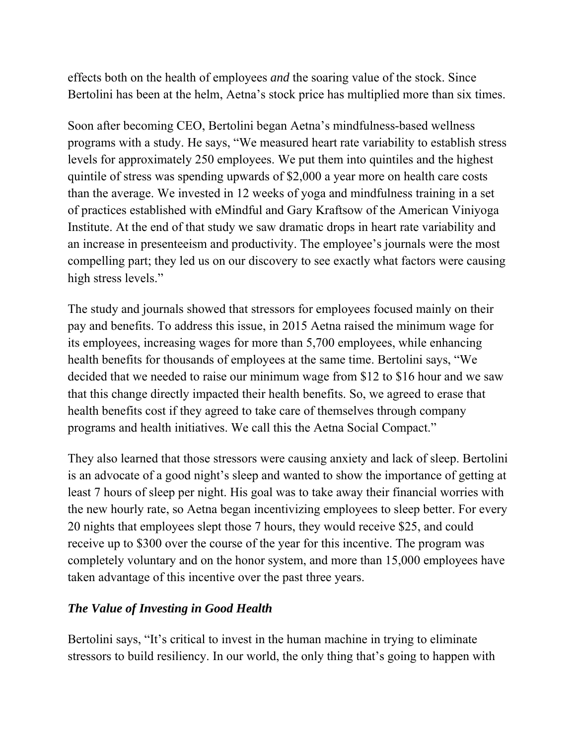effects both on the health of employees *and* the soaring value of the stock. Since Bertolini has been at the helm, Aetna's stock price has multiplied more than six times.

Soon after becoming CEO, Bertolini began Aetna's mindfulness-based wellness programs with a study. He says, "We measured heart rate variability to establish stress levels for approximately 250 employees. We put them into quintiles and the highest quintile of stress was spending upwards of $2,000 a year more on health care costs than the average. We invested in 12 weeks of yoga and mindfulness training in a set of practices established with eMindful and Gary Kraftsow of the American Viniyoga Institute. At the end of that study we saw dramatic drops in heart rate variability and an increase in presenteeism and productivity. The employee's journals were the most compelling part; they led us on our discovery to see exactly what factors were causing high stress levels."

The study and journals showed that stressors for employees focused mainly on their pay and benefits. To address this issue, in 2015 Aetna raised the minimum wage for its employees, increasing wages for more than 5,700 employees, while enhancing health benefits for thousands of employees at the same time. Bertolini says, "We decided that we needed to raise our minimum wage from $12 to $16 hour and we saw that this change directly impacted their health benefits. So, we agreed to erase that health benefits cost if they agreed to take care of themselves through company programs and health initiatives. We call this the Aetna Social Compact."

They also learned that those stressors were causing anxiety and lack of sleep. Bertolini is an advocate of a good night's sleep and wanted to show the importance of getting at least 7 hours of sleep per night. His goal was to take away their financial worries with the new hourly rate, so Aetna began incentivizing employees to sleep better. For every 20 nights that employees slept those 7 hours, they would receive $25, and could receive up to $300 over the course of the year for this incentive. The program was completely voluntary and on the honor system, and more than 15,000 employees have taken advantage of this incentive over the past three years.

### *The Value of Investing in Good Health*

Bertolini says, "It's critical to invest in the human machine in trying to eliminate stressors to build resiliency. In our world, the only thing that's going to happen with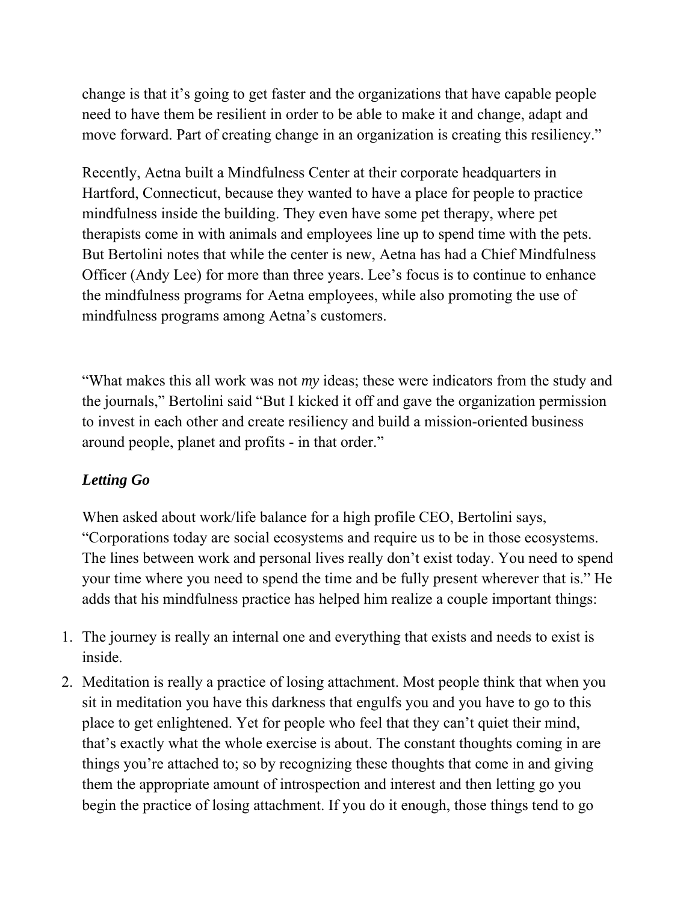change is that it's going to get faster and the organizations that have capable people need to have them be resilient in order to be able to make it and change, adapt and move forward. Part of creating change in an organization is creating this resiliency."

Recently, Aetna built a Mindfulness Center at their corporate headquarters in Hartford, Connecticut, because they wanted to have a place for people to practice mindfulness inside the building. They even have some pet therapy, where pet therapists come in with animals and employees line up to spend time with the pets. But Bertolini notes that while the center is new, Aetna has had a Chief Mindfulness Officer (Andy Lee) for more than three years. Lee's focus is to continue to enhance the mindfulness programs for Aetna employees, while also promoting the use of mindfulness programs among Aetna's customers.

"What makes this all work was not *my* ideas; these were indicators from the study and the journals," Bertolini said "But I kicked it off and gave the organization permission to invest in each other and create resiliency and build a mission-oriented business around people, planet and profits - in that order."

### *Letting Go*

When asked about work/life balance for a high profile CEO, Bertolini says, "Corporations today are social ecosystems and require us to be in those ecosystems. The lines between work and personal lives really don't exist today. You need to spend your time where you need to spend the time and be fully present wherever that is." He adds that his mindfulness practice has helped him realize a couple important things:

1. The journey is really an internal one and everything that exists and needs to exist is inside.
2. Meditation is really a practice of losing attachment. Most people think that when you sit in meditation you have this darkness that engulfs you and you have to go to this place to get enlightened. Yet for people who feel that they can't quiet their mind, that's exactly what the whole exercise is about. The constant thoughts coming in are things you're attached to; so by recognizing these thoughts that come in and giving them the appropriate amount of introspection and interest and then letting go you begin the practice of losing attachment. If you do it enough, those things tend to go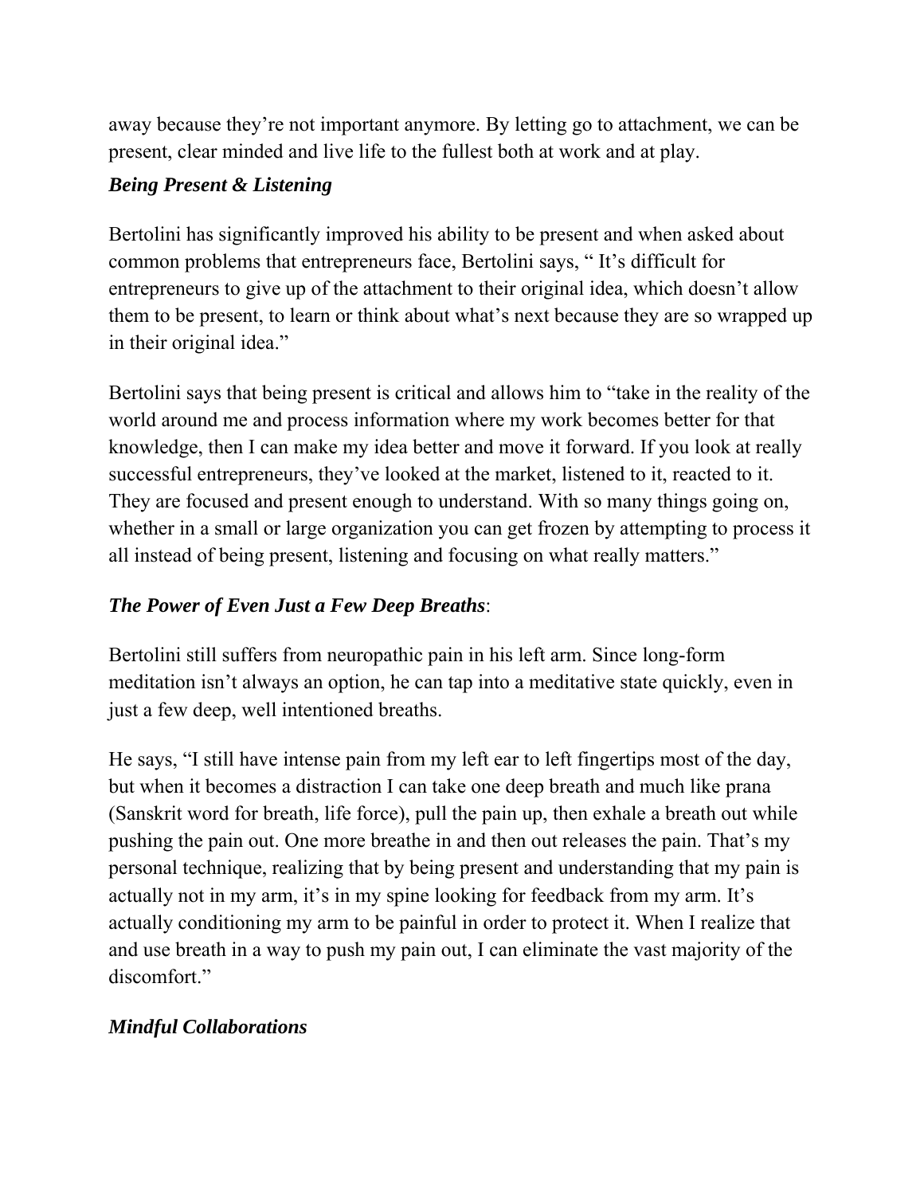away because they're not important anymore. By letting go to attachment, we can be present, clear minded and live life to the fullest both at work and at play.

***Being Present & Listening***

Bertolini has significantly improved his ability to be present and when asked about common problems that entrepreneurs face, Bertolini says, " It's difficult for entrepreneurs to give up of the attachment to their original idea, which doesn't allow them to be present, to learn or think about what's next because they are so wrapped up in their original idea."

Bertolini says that being present is critical and allows him to "take in the reality of the world around me and process information where my work becomes better for that knowledge, then I can make my idea better and move it forward. If you look at really successful entrepreneurs, they've looked at the market, listened to it, reacted to it. They are focused and present enough to understand. With so many things going on, whether in a small or large organization you can get frozen by attempting to process it all instead of being present, listening and focusing on what really matters."

***The Power of Even Just a Few Deep Breaths***:

Bertolini still suffers from neuropathic pain in his left arm. Since long-form meditation isn't always an option, he can tap into a meditative state quickly, even in just a few deep, well intentioned breaths.

He says, "I still have intense pain from my left ear to left fingertips most of the day, but when it becomes a distraction I can take one deep breath and much like prana (Sanskrit word for breath, life force), pull the pain up, then exhale a breath out while pushing the pain out. One more breathe in and then out releases the pain. That's my personal technique, realizing that by being present and understanding that my pain is actually not in my arm, it's in my spine looking for feedback from my arm. It's actually conditioning my arm to be painful in order to protect it. When I realize that and use breath in a way to push my pain out, I can eliminate the vast majority of the discomfort."

***Mindful Collaborations***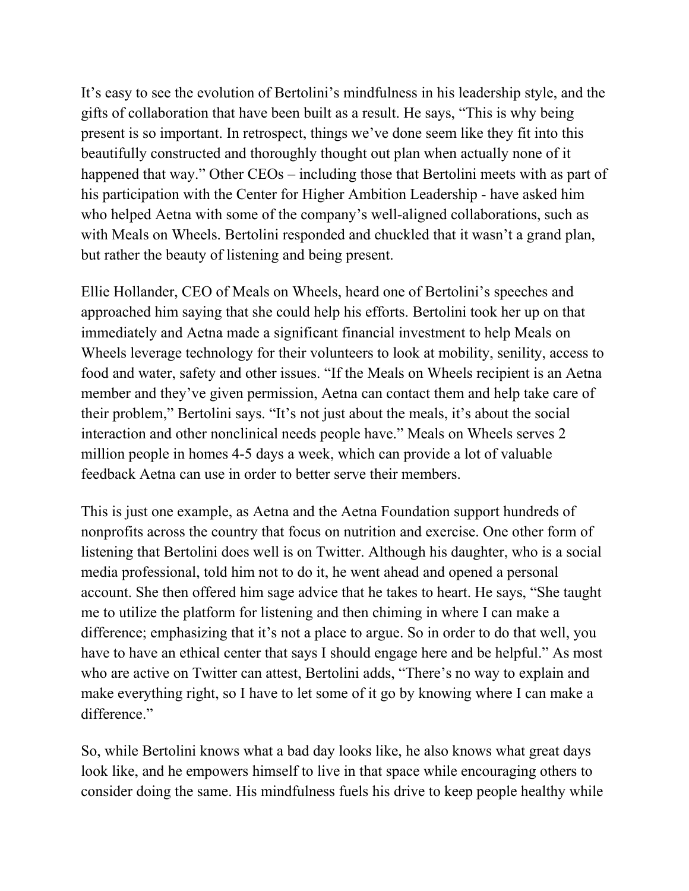It's easy to see the evolution of Bertolini's mindfulness in his leadership style, and the gifts of collaboration that have been built as a result. He says, "This is why being present is so important. In retrospect, things we've done seem like they fit into this beautifully constructed and thoroughly thought out plan when actually none of it happened that way." Other CEOs – including those that Bertolini meets with as part of his participation with the Center for Higher Ambition Leadership - have asked him who helped Aetna with some of the company's well-aligned collaborations, such as with Meals on Wheels. Bertolini responded and chuckled that it wasn't a grand plan, but rather the beauty of listening and being present.

Ellie Hollander, CEO of Meals on Wheels, heard one of Bertolini's speeches and approached him saying that she could help his efforts. Bertolini took her up on that immediately and Aetna made a significant financial investment to help Meals on Wheels leverage technology for their volunteers to look at mobility, senility, access to food and water, safety and other issues. "If the Meals on Wheels recipient is an Aetna member and they've given permission, Aetna can contact them and help take care of their problem," Bertolini says. "It's not just about the meals, it's about the social interaction and other nonclinical needs people have." Meals on Wheels serves 2 million people in homes 4-5 days a week, which can provide a lot of valuable feedback Aetna can use in order to better serve their members.

This is just one example, as Aetna and the Aetna Foundation support hundreds of nonprofits across the country that focus on nutrition and exercise. One other form of listening that Bertolini does well is on Twitter. Although his daughter, who is a social media professional, told him not to do it, he went ahead and opened a personal account. She then offered him sage advice that he takes to heart. He says, "She taught me to utilize the platform for listening and then chiming in where I can make a difference; emphasizing that it's not a place to argue. So in order to do that well, you have to have an ethical center that says I should engage here and be helpful." As most who are active on Twitter can attest, Bertolini adds, "There's no way to explain and make everything right, so I have to let some of it go by knowing where I can make a difference."

So, while Bertolini knows what a bad day looks like, he also knows what great days look like, and he empowers himself to live in that space while encouraging others to consider doing the same. His mindfulness fuels his drive to keep people healthy while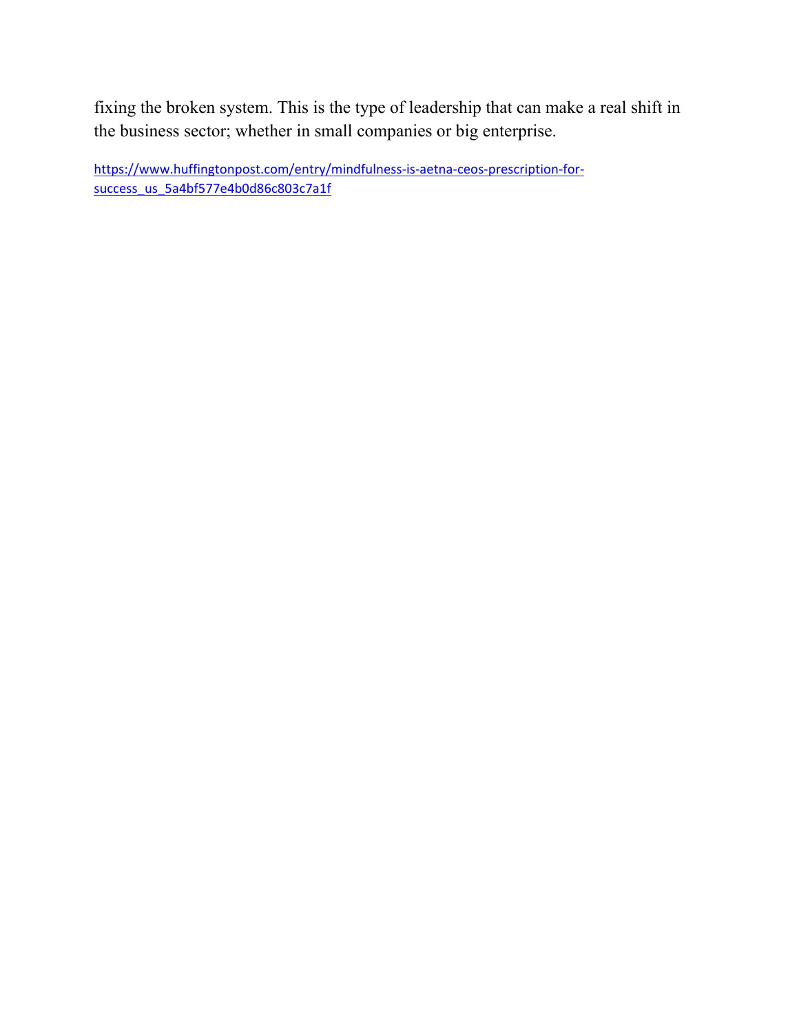fixing the broken system. This is the type of leadership that can make a real shift in the business sector; whether in small companies or big enterprise.

https://www.huffingtonpost.com/entry/mindfulness-is-aetna-ceos-prescription-for-success_us_5a4bf577e4b0d86c803c7a1f